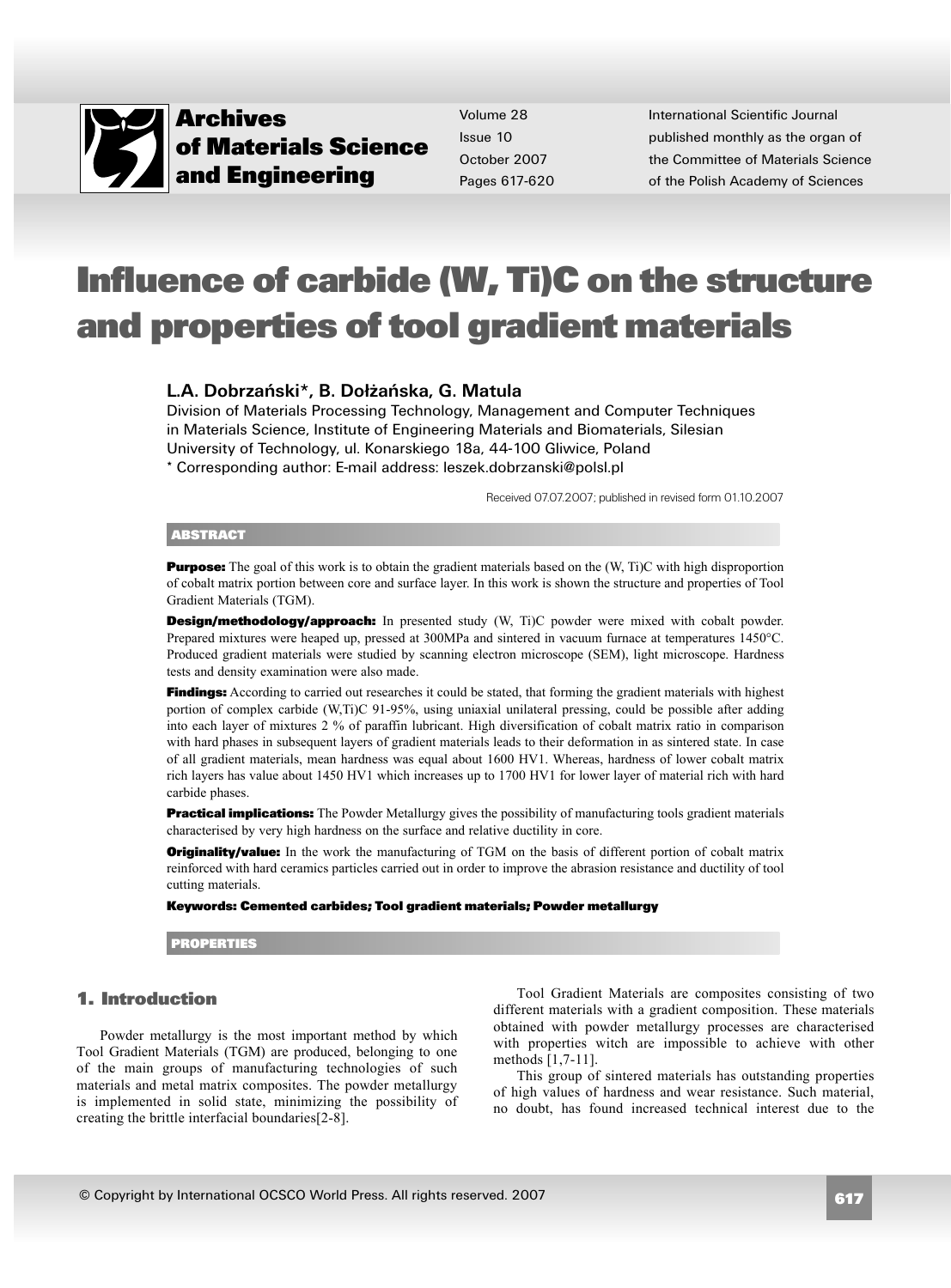# Influence of carbide (W, Ti)C on the structure and properties of tool gradient materials

**L.A. Dobrzański\*, B. Dołżańska, G. Matula**

Division of Materials Processing Technology, Management and Computer Techniques in Materials Science, Institute of Engineering Materials and Biomaterials, Silesian University of Technology, ul. Konarskiego 18a, 44-100 Gliwice, Poland

\* Corresponding author: E-mail address: leszek.dobrzanski@polsl.pl

Received 07.07.2007; published in revised form 01.10.2007

## ABSTRACT

**Purpose:** The goal of this work is to obtain the gradient materials based on the (W, Ti)C with high disproportion of cobalt matrix portion between core and surface layer. In this work is shown the structure and properties of Tool Gradient Materials (TGM).

**Design/methodology/approach:** In presented study (W, Ti)C powder were mixed with cobalt powder. Prepared mixtures were heaped up, pressed at 300MPa and sintered in vacuum furnace at temperatures 1450°C. Produced gradient materials were studied by scanning electron microscope (SEM), light microscope. Hardness tests and density examination were also made.

**Findings:** According to carried out researches it could be stated, that forming the gradient materials with highest portion of complex carbide (W,Ti)C 91-95%, using uniaxial unilateral pressing, could be possible after adding into each layer of mixtures 2 % of paraffin lubricant. High diversification of cobalt matrix ratio in comparison with hard phases in subsequent layers of gradient materials leads to their deformation in as sintered state. In case of all gradient materials, mean hardness was equal about 1600 HV1. Whereas, hardness of lower cobalt matrix rich layers has value about 1450 HV1 which increases up to 1700 HV1 for lower layer of material rich with hard carbide phases.

**Practical implications:** The Powder Metallurgy gives the possibility of manufacturing tools gradient materials characterised by very high hardness on the surface and relative ductility in core.

**Originality/value:** In the work the manufacturing of TGM on the basis of different portion of cobalt matrix reinforced with hard ceramics particles carried out in order to improve the abrasion resistance and ductility of tool cutting materials.

**Keywords: Cemented carbides; Tool gradient materials; Powder metallurgy**

**PROPERTIES**

## 1. Introduction

Powder metallurgy is the most important method by which Tool Gradient Materials (TGM) are produced, belonging to one of the main groups of manufacturing technologies of such materials and metal matrix composites. The powder metallurgy is implemented in solid state, minimizing the possibility of creating the brittle interfacial boundaries[2-8].

Tool Gradient Materials are composites consisting of two different materials with a gradient composition. These materials obtained with powder metallurgy processes are characterised with properties witch are impossible to achieve with other methods [1,7-11].

This group of sintered materials has outstanding properties of high values of hardness and wear resistance. Such material, no doubt, has found increased technical interest due to the